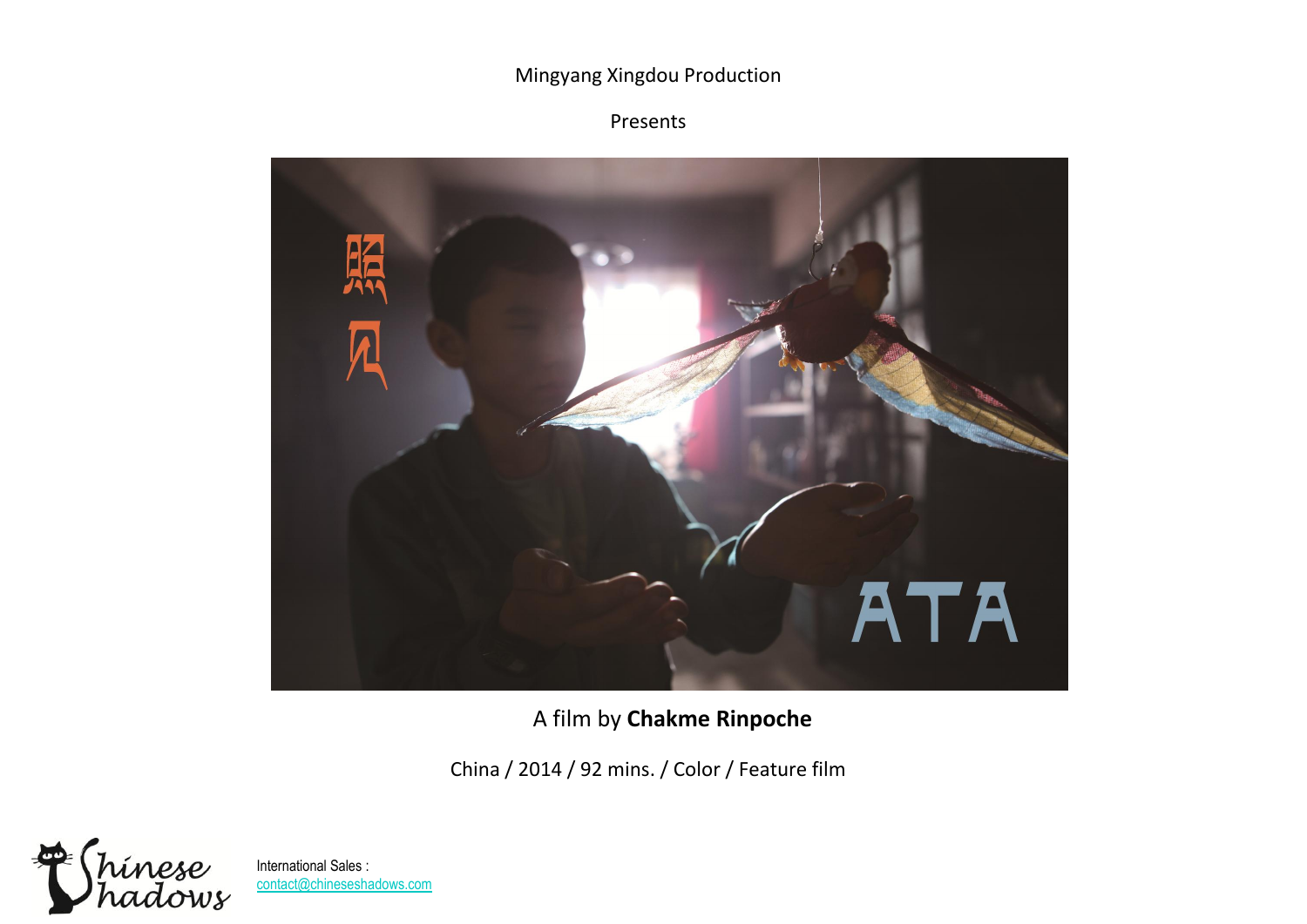Mingyang Xingdou Production

Presents

照见

ATA

A film by **Chakme Rinpoche**

China / 2014 / 92 mins. / Color / Feature film

Chinese Shadows

International Sales :
contact@chineseshadows.com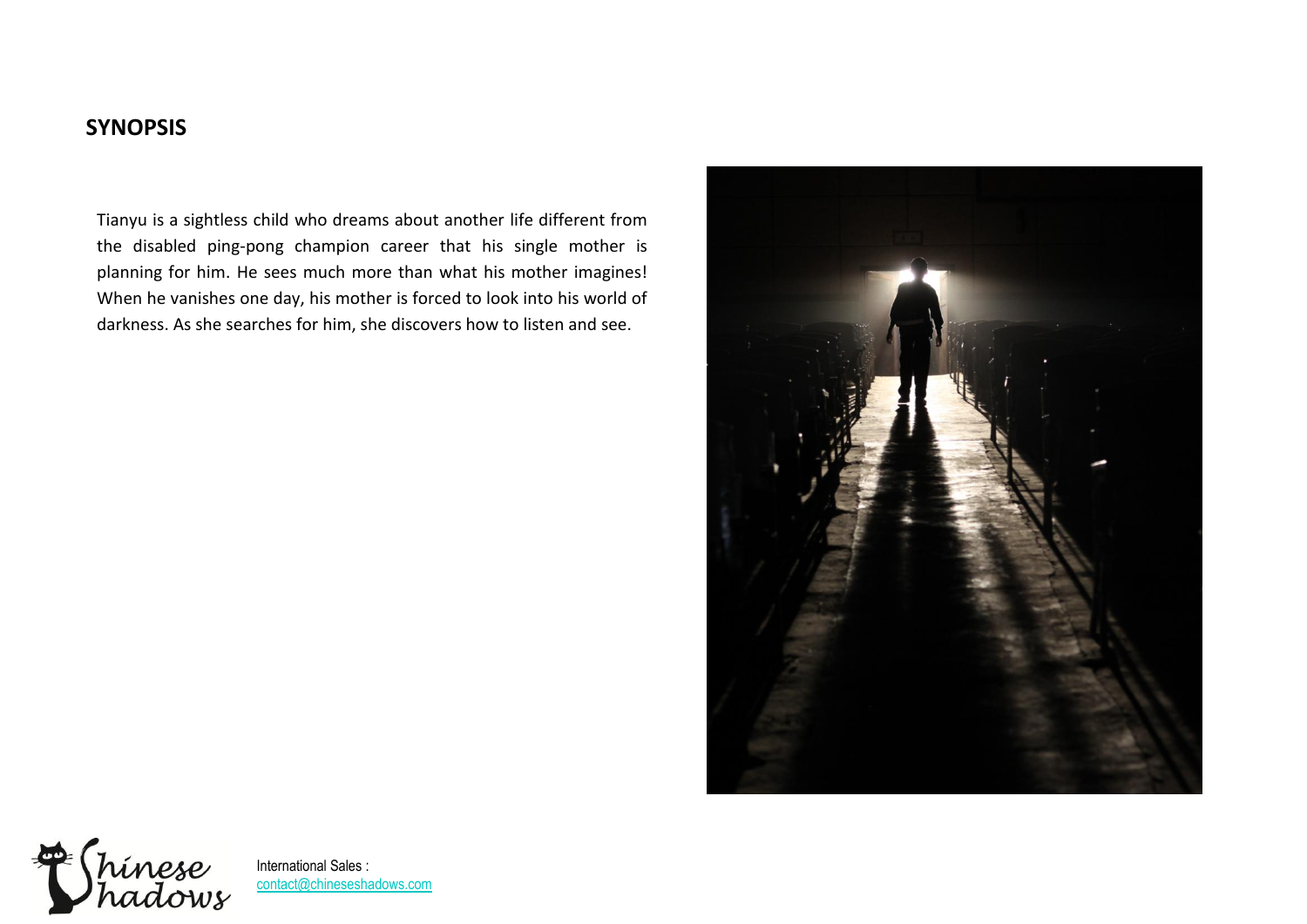## SYNOPSIS

Tianyu is a sightless child who dreams about another life different from the disabled ping-pong champion career that his single mother is planning for him. He sees much more than what his mother imagines! When he vanishes one day, his mother is forced to look into his world of darkness. As she searches for him, she discovers how to listen and see.

International Sales : contact@chineseshadows.com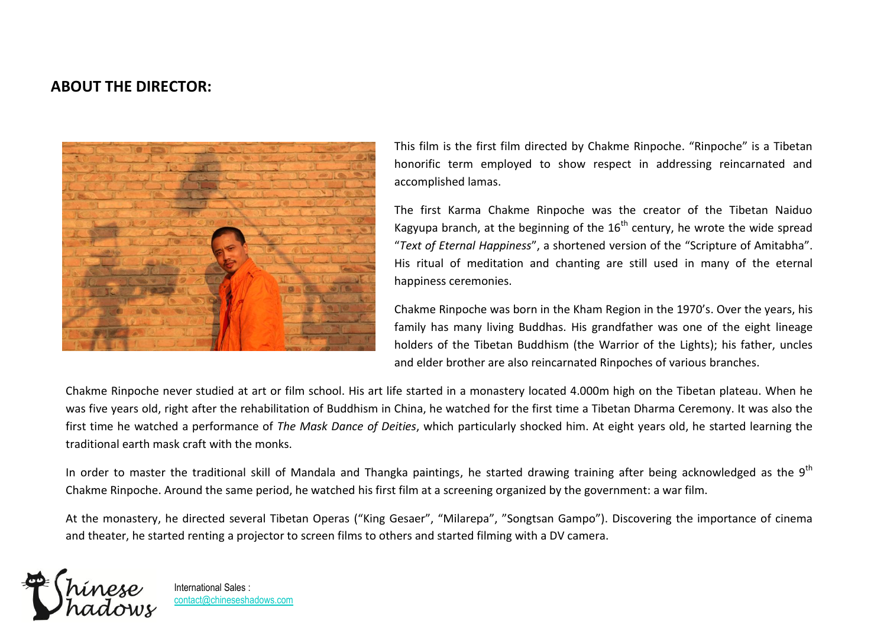## ABOUT THE DIRECTOR:

This film is the first film directed by Chakme Rinpoche. "Rinpoche" is a Tibetan honorific term employed to show respect in addressing reincarnated and accomplished lamas.

The first Karma Chakme Rinpoche was the creator of the Tibetan Naiduo Kagyupa branch, at the beginning of the 16th century, he wrote the wide spread "*Text of Eternal Happiness*", a shortened version of the "Scripture of Amitabha". His ritual of meditation and chanting are still used in many of the eternal happiness ceremonies.

Chakme Rinpoche was born in the Kham Region in the 1970's. Over the years, his family has many living Buddhas. His grandfather was one of the eight lineage holders of the Tibetan Buddhism (the Warrior of the Lights); his father, uncles and elder brother are also reincarnated Rinpoches of various branches.

Chakme Rinpoche never studied at art or film school. His art life started in a monastery located 4.000m high on the Tibetan plateau. When he was five years old, right after the rehabilitation of Buddhism in China, he watched for the first time a Tibetan Dharma Ceremony. It was also the first time he watched a performance of *The Mask Dance of Deities*, which particularly shocked him. At eight years old, he started learning the traditional earth mask craft with the monks.

In order to master the traditional skill of Mandala and Thangka paintings, he started drawing training after being acknowledged as the 9th Chakme Rinpoche. Around the same period, he watched his first film at a screening organized by the government: a war film.

At the monastery, he directed several Tibetan Operas ("King Gesaer", "Milarepa", "Songtsan Gampo"). Discovering the importance of cinema and theater, he started renting a projector to screen films to others and started filming with a DV camera.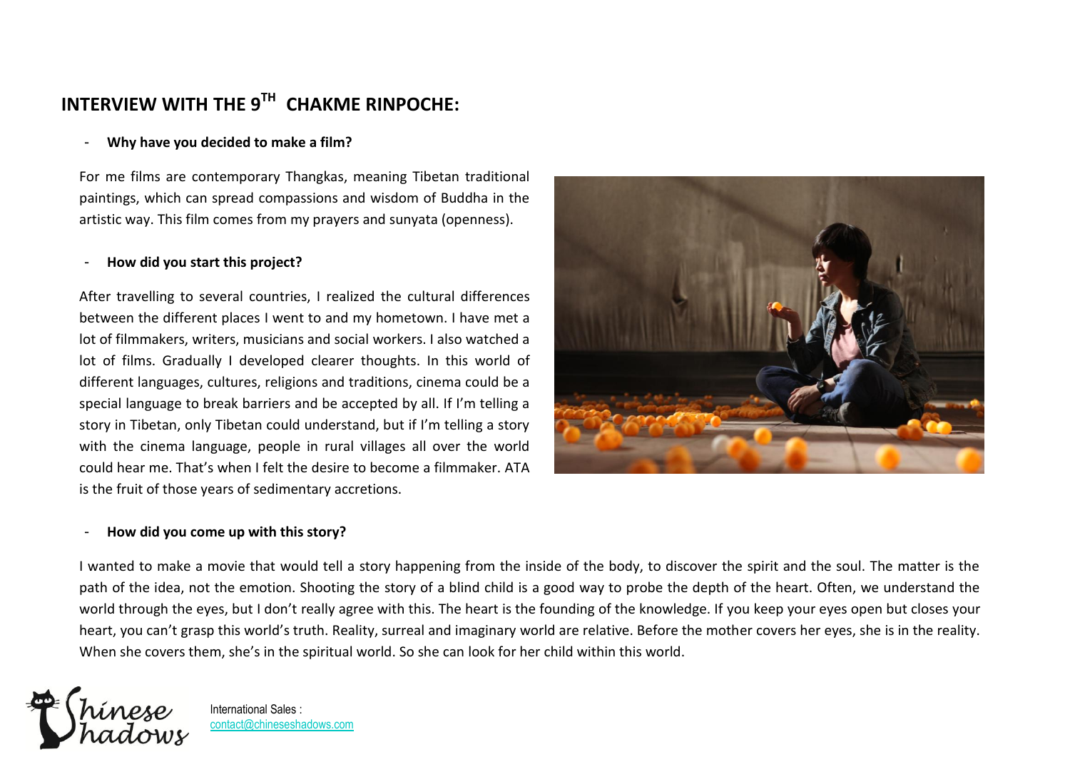# INTERVIEW WITH THE 9TH CHAKME RINPOCHE:

- **Why have you decided to make a film?**

For me films are contemporary Thangkas, meaning Tibetan traditional paintings, which can spread compassions and wisdom of Buddha in the artistic way. This film comes from my prayers and sunyata (openness).

- **How did you start this project?**

After travelling to several countries, I realized the cultural differences between the different places I went to and my hometown. I have met a lot of filmmakers, writers, musicians and social workers. I also watched a lot of films. Gradually I developed clearer thoughts. In this world of different languages, cultures, religions and traditions, cinema could be a special language to break barriers and be accepted by all. If I'm telling a story in Tibetan, only Tibetan could understand, but if I'm telling a story with the cinema language, people in rural villages all over the world could hear me. That's when I felt the desire to become a filmmaker. ATA is the fruit of those years of sedimentary accretions.

- **How did you come up with this story?**

I wanted to make a movie that would tell a story happening from the inside of the body, to discover the spirit and the soul. The matter is the path of the idea, not the emotion. Shooting the story of a blind child is a good way to probe the depth of the heart. Often, we understand the world through the eyes, but I don't really agree with this. The heart is the founding of the knowledge. If you keep your eyes open but closes your heart, you can't grasp this world's truth. Reality, surreal and imaginary world are relative. Before the mother covers her eyes, she is in the reality. When she covers them, she's in the spiritual world. So she can look for her child within this world.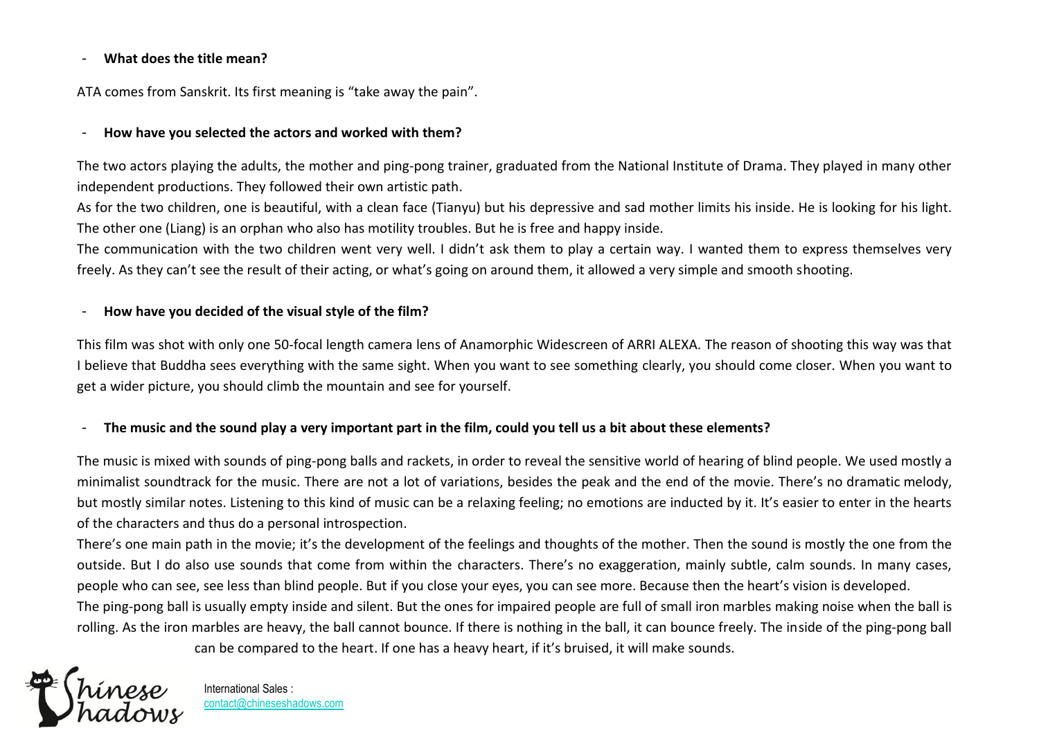- **What does the title mean?**

ATA comes from Sanskrit. Its first meaning is "take away the pain".

- **How have you selected the actors and worked with them?**

The two actors playing the adults, the mother and ping-pong trainer, graduated from the National Institute of Drama. They played in many other independent productions. They followed their own artistic path.

As for the two children, one is beautiful, with a clean face (Tianyu) but his depressive and sad mother limits his inside. He is looking for his light. The other one (Liang) is an orphan who also has motility troubles. But he is free and happy inside.

The communication with the two children went very well. I didn't ask them to play a certain way. I wanted them to express themselves very freely. As they can't see the result of their acting, or what's going on around them, it allowed a very simple and smooth shooting.

- **How have you decided of the visual style of the film?**

This film was shot with only one 50-focal length camera lens of Anamorphic Widescreen of ARRI ALEXA. The reason of shooting this way was that I believe that Buddha sees everything with the same sight. When you want to see something clearly, you should come closer. When you want to get a wider picture, you should climb the mountain and see for yourself.

- **The music and the sound play a very important part in the film, could you tell us a bit about these elements?**

The music is mixed with sounds of ping-pong balls and rackets, in order to reveal the sensitive world of hearing of blind people. We used mostly a minimalist soundtrack for the music. There are not a lot of variations, besides the peak and the end of the movie. There's no dramatic melody, but mostly similar notes. Listening to this kind of music can be a relaxing feeling; no emotions are inducted by it. It's easier to enter in the hearts of the characters and thus do a personal introspection.

There's one main path in the movie; it's the development of the feelings and thoughts of the mother. Then the sound is mostly the one from the outside. But I do also use sounds that come from within the characters. There's no exaggeration, mainly subtle, calm sounds. In many cases, people who can see, see less than blind people. But if you close your eyes, you can see more. Because then the heart's vision is developed.

The ping-pong ball is usually empty inside and silent. But the ones for impaired people are full of small iron marbles making noise when the ball is rolling. As the iron marbles are heavy, the ball cannot bounce. If there is nothing in the ball, it can bounce freely. The inside of the ping-pong ball can be compared to the heart. If one has a heavy heart, if it's bruised, it will make sounds.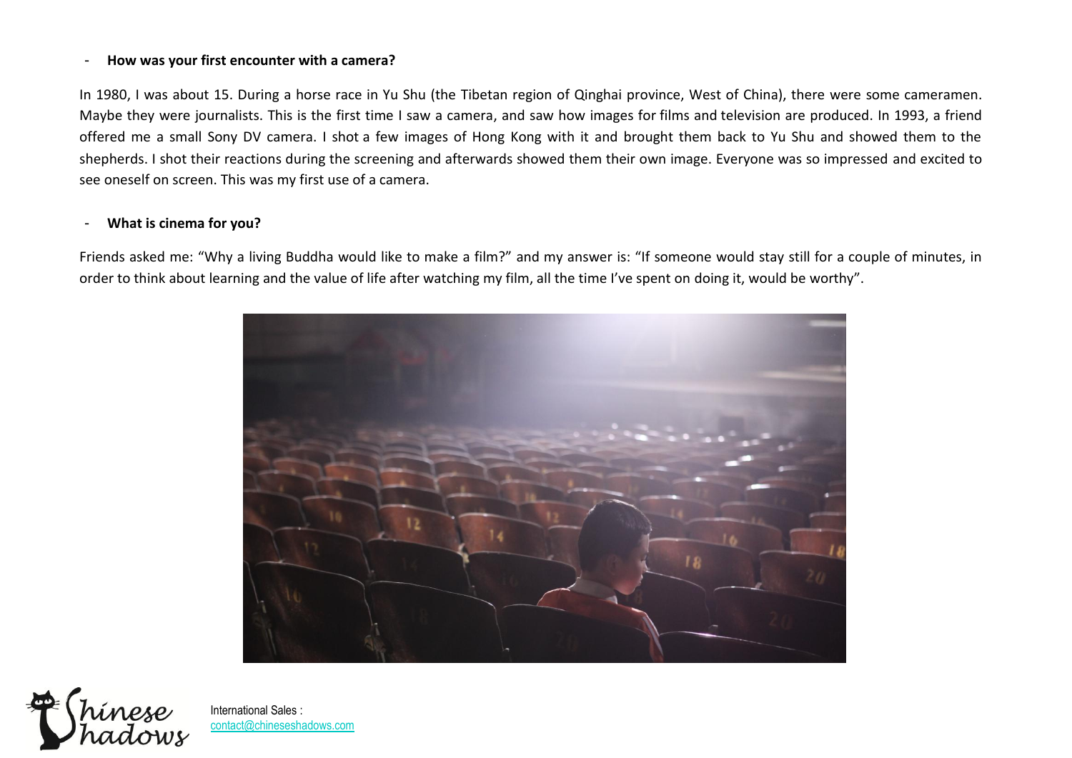- **How was your first encounter with a camera?**

In 1980, I was about 15. During a horse race in Yu Shu (the Tibetan region of Qinghai province, West of China), there were some cameramen. Maybe they were journalists. This is the first time I saw a camera, and saw how images for films and television are produced. In 1993, a friend offered me a small Sony DV camera. I shot a few images of Hong Kong with it and brought them back to Yu Shu and showed them to the shepherds. I shot their reactions during the screening and afterwards showed them their own image. Everyone was so impressed and excited to see oneself on screen. This was my first use of a camera.

- **What is cinema for you?**

Friends asked me: "Why a living Buddha would like to make a film?" and my answer is: "If someone would stay still for a couple of minutes, in order to think about learning and the value of life after watching my film, all the time I've spent on doing it, would be worthy".

International Sales :
contact@chineseshadows.com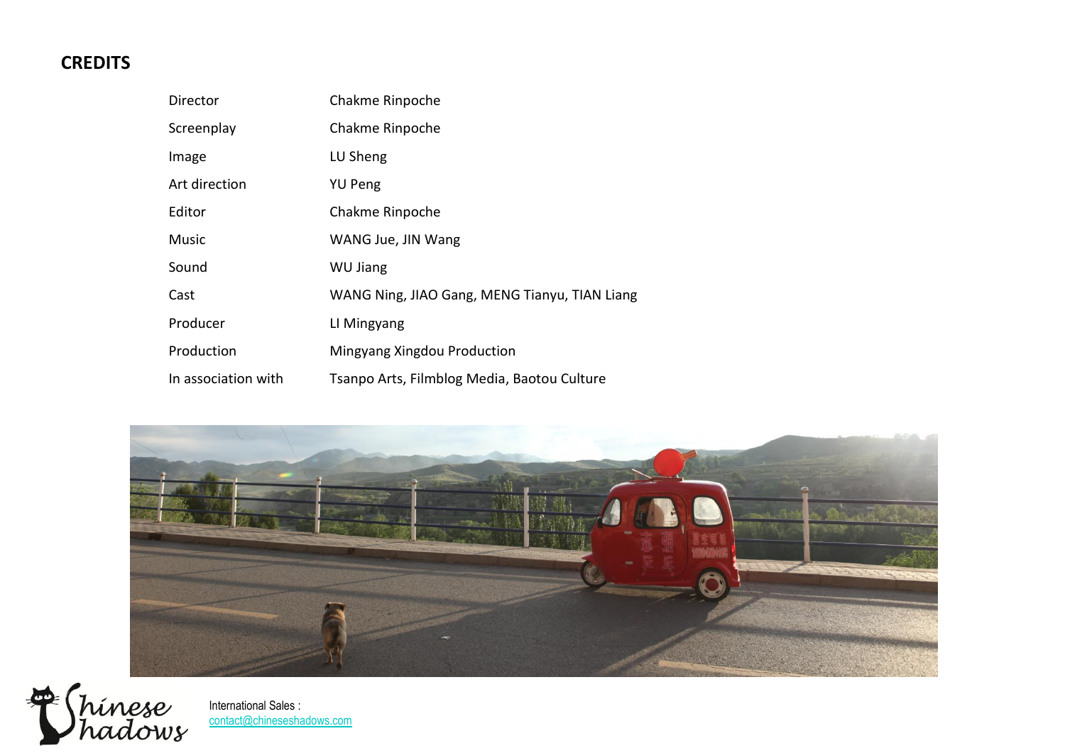# CREDITS

| | |
|---|---|
| Director | Chakme Rinpoche |
| Screenplay | Chakme Rinpoche |
| Image | LU Sheng |
| Art direction | YU Peng |
| Editor | Chakme Rinpoche |
| Music | WANG Jue, JIN Wang |
| Sound | WU Jiang |
| Cast | WANG Ning, JIAO Gang, MENG Tianyu, TIAN Liang |
| Producer | LI Mingyang |
| Production | Mingyang Xingdou Production |
| In association with | Tsanpo Arts, Filmblog Media, Baotou Culture |

International Sales :
contact@chineseshadows.com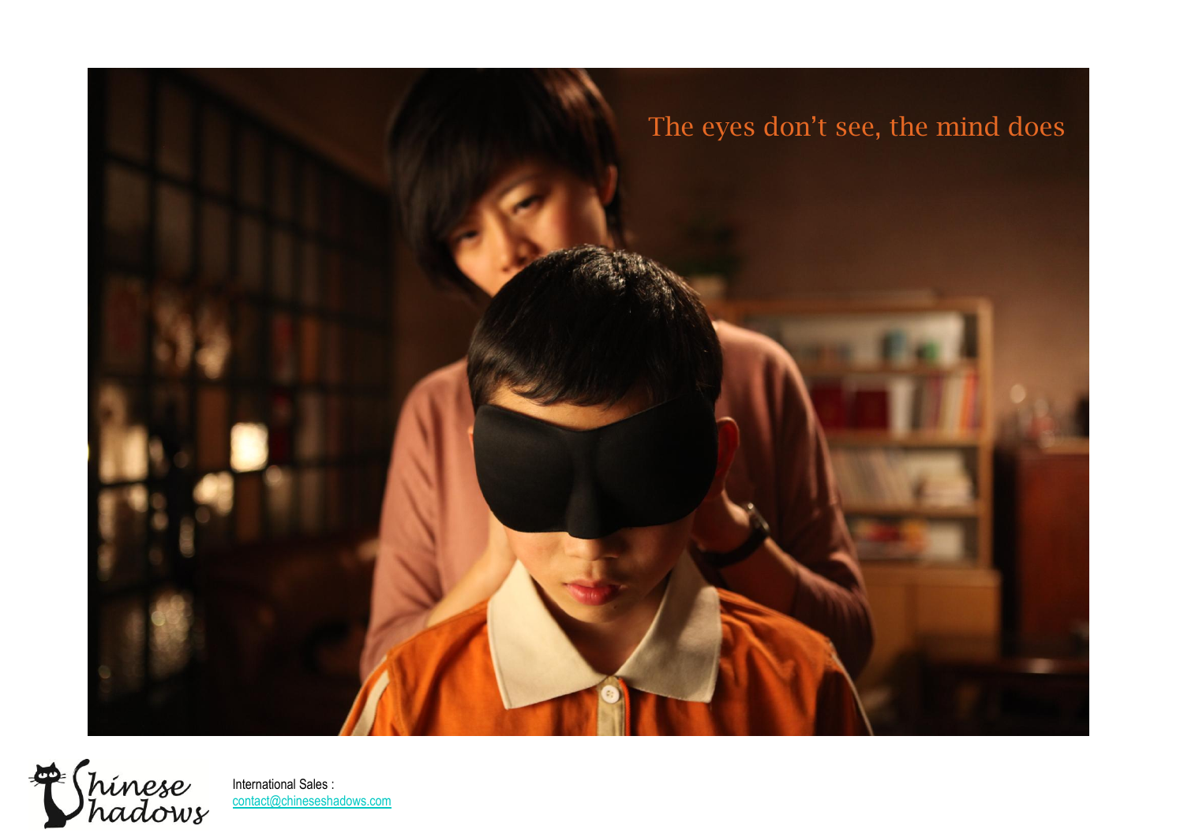The eyes don't see, the mind does

Chinese Shadows

International Sales :
contact@chineseshadows.com